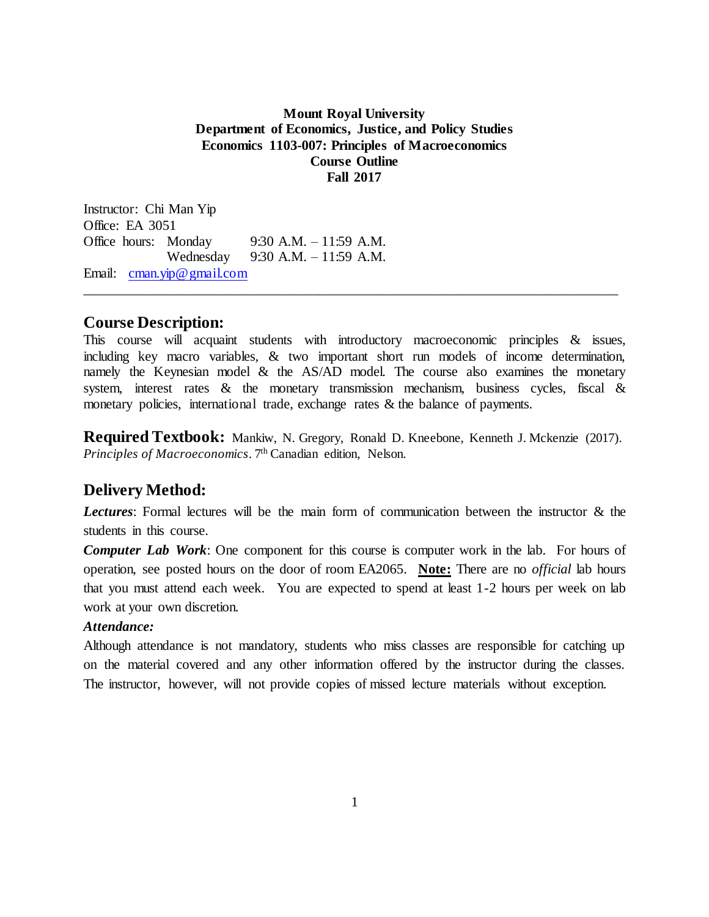**Mount Royal University**
**Department of Economics, Justice, and Policy Studies**
**Economics 1103-007: Principles of Macroeconomics**
**Course Outline**
**Fall 2017**

Instructor: Chi Man Yip
Office: EA 3051
Office hours: Monday 9:30 A.M. – 11:59 A.M.
Wednesday 9:30 A.M. – 11:59 A.M.
Email: cman.yip@gmail.com

---

## Course Description:

This course will acquaint students with introductory macroeconomic principles & issues, including key macro variables, & two important short run models of income determination, namely the Keynesian model & the AS/AD model. The course also examines the monetary system, interest rates & the monetary transmission mechanism, business cycles, fiscal & monetary policies, international trade, exchange rates & the balance of payments.

**Required Textbook:** Mankiw, N. Gregory, Ronald D. Kneebone, Kenneth J. Mckenzie (2017). *Principles of Macroeconomics*. 7th Canadian edition, Nelson.

## Delivery Method:

***Lectures***: Formal lectures will be the main form of communication between the instructor & the students in this course.

***Computer Lab Work***: One component for this course is computer work in the lab. For hours of operation, see posted hours on the door of room EA2065. **Note:** There are no *official* lab hours that you must attend each week. You are expected to spend at least 1-2 hours per week on lab work at your own discretion.

***Attendance:***

Although attendance is not mandatory, students who miss classes are responsible for catching up on the material covered and any other information offered by the instructor during the classes. The instructor, however, will not provide copies of missed lecture materials without exception.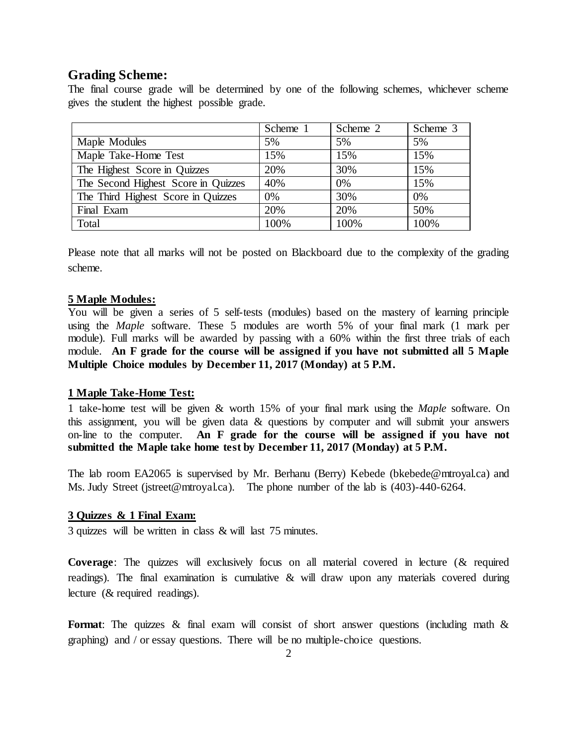## Grading Scheme:

The final course grade will be determined by one of the following schemes, whichever scheme gives the student the highest possible grade.

| | Scheme 1 | Scheme 2 | Scheme 3 |
|---|---|---|---|
| Maple Modules | 5% | 5% | 5% |
| Maple Take-Home Test | 15% | 15% | 15% |
| The Highest Score in Quizzes | 20% | 30% | 15% |
| The Second Highest Score in Quizzes | 40% | 0% | 15% |
| The Third Highest Score in Quizzes | 0% | 30% | 0% |
| Final Exam | 20% | 20% | 50% |
| Total | 100% | 100% | 100% |

Please note that all marks will not be posted on Blackboard due to the complexity of the grading scheme.

**5 Maple Modules:**

You will be given a series of 5 self-tests (modules) based on the mastery of learning principle using the *Maple* software. These 5 modules are worth 5% of your final mark (1 mark per module). Full marks will be awarded by passing with a 60% within the first three trials of each module. **An F grade for the course will be assigned if you have not submitted all 5 Maple Multiple Choice modules by December 11, 2017 (Monday) at 5 P.M.**

**1 Maple Take-Home Test:**

1 take-home test will be given & worth 15% of your final mark using the *Maple* software. On this assignment, you will be given data & questions by computer and will submit your answers on-line to the computer. **An F grade for the course will be assigned if you have not submitted the Maple take home test by December 11, 2017 (Monday) at 5 P.M.**

The lab room EA2065 is supervised by Mr. Berhanu (Berry) Kebede (bkebede@mtroyal.ca) and Ms. Judy Street (jstreet@mtroyal.ca). The phone number of the lab is (403)-440-6264.

**3 Quizzes & 1 Final Exam:**

3 quizzes will be written in class & will last 75 minutes.

**Coverage**: The quizzes will exclusively focus on all material covered in lecture (& required readings). The final examination is cumulative & will draw upon any materials covered during lecture (& required readings).

**Format**: The quizzes & final exam will consist of short answer questions (including math & graphing) and / or essay questions. There will be no multiple-choice questions.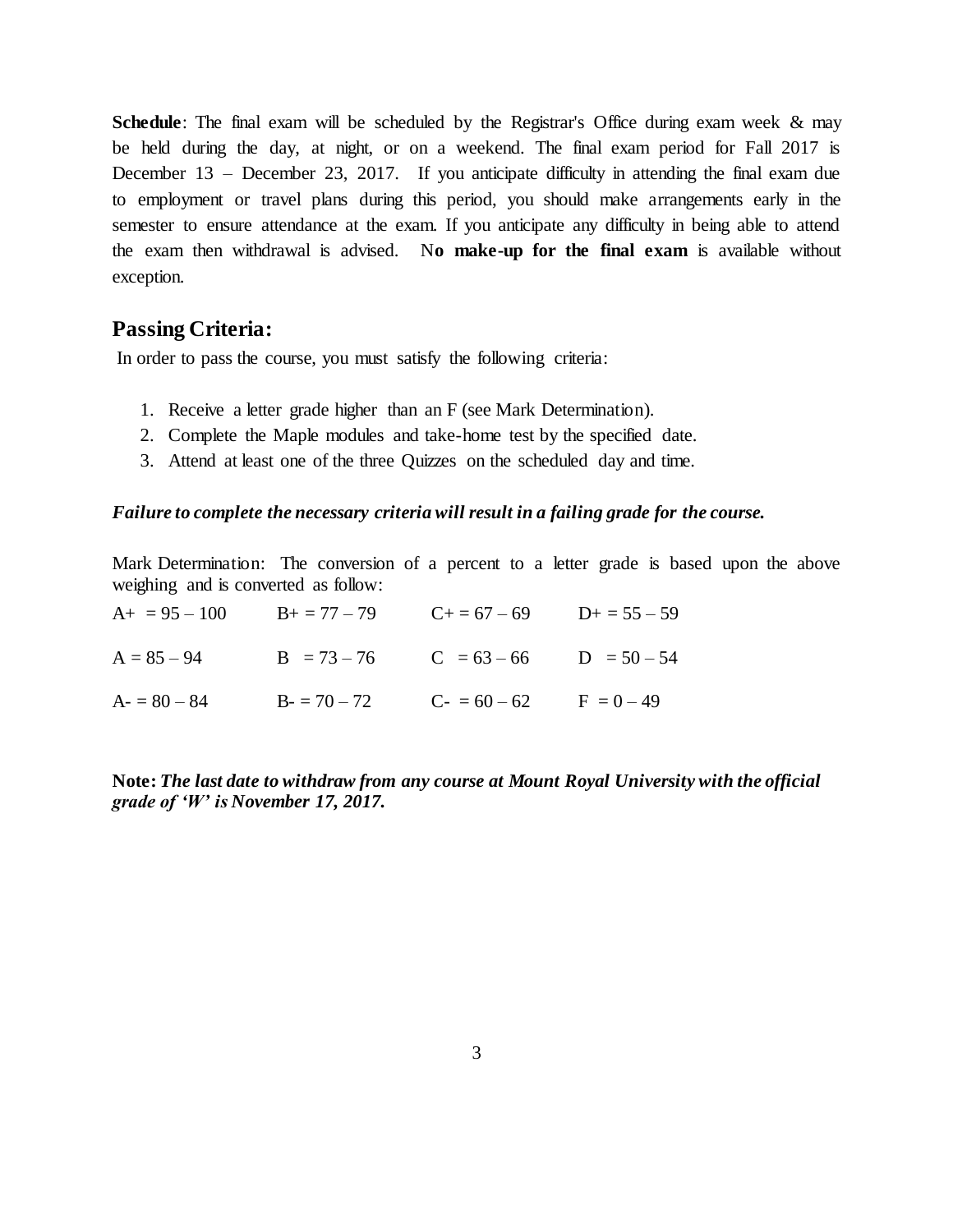**Schedule**: The final exam will be scheduled by the Registrar's Office during exam week & may be held during the day, at night, or on a weekend. The final exam period for Fall 2017 is December 13 – December 23, 2017. If you anticipate difficulty in attending the final exam due to employment or travel plans during this period, you should make arrangements early in the semester to ensure attendance at the exam. If you anticipate any difficulty in being able to attend the exam then withdrawal is advised. N**o make-up for the final exam** is available without exception.

## Passing Criteria:

In order to pass the course, you must satisfy the following criteria:

1. Receive a letter grade higher than an F (see Mark Determination).
2. Complete the Maple modules and take-home test by the specified date.
3. Attend at least one of the three Quizzes on the scheduled day and time.

***Failure to complete the necessary criteria will result in a failing grade for the course.***

Mark Determination: The conversion of a percent to a letter grade is based upon the above weighing and is converted as follow:

| | | | |
|---|---|---|---|
| A+ = 95 – 100 | B+ = 77 – 79 | C+ = 67 – 69 | D+ = 55 – 59 |
| A = 85 – 94 | B = 73 – 76 | C = 63 – 66 | D = 50 – 54 |
| A- = 80 – 84 | B- = 70 – 72 | C- = 60 – 62 | F = 0 – 49 |

**Note:** ***The last date to withdraw from any course at Mount Royal University with the official grade of 'W' is November 17, 2017.***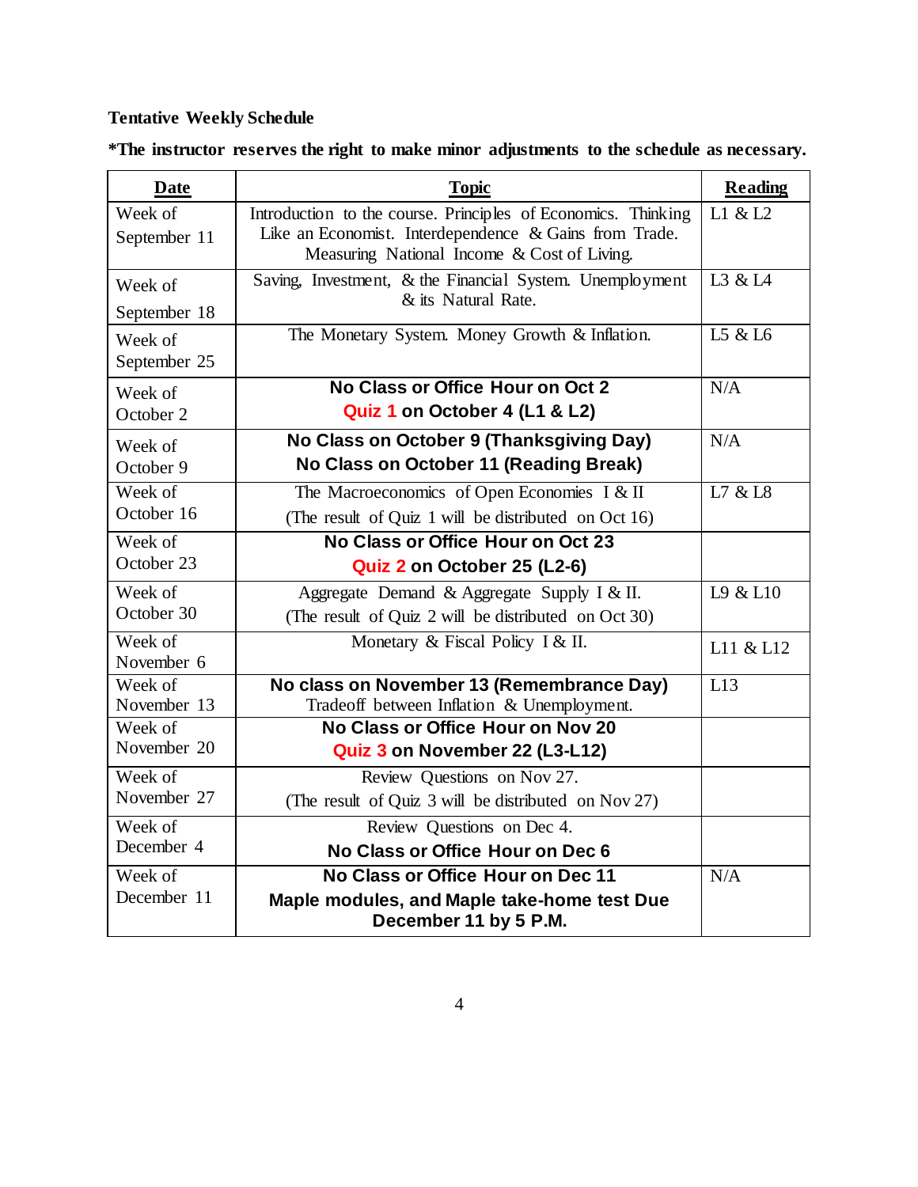**Tentative Weekly Schedule**

**\*The instructor reserves the right to make minor adjustments to the schedule as necessary.**

| Date | Topic | Reading |
|---|---|---|
| Week of September 11 | Introduction to the course. Principles of Economics. Thinking Like an Economist. Interdependence & Gains from Trade. Measuring National Income & Cost of Living. | L1 & L2 |
| Week of September 18 | Saving, Investment, & the Financial System. Unemployment & its Natural Rate. | L3 & L4 |
| Week of September 25 | The Monetary System. Money Growth & Inflation. | L5 & L6 |
| Week of October 2 | **No Class or Office Hour on Oct 2**<br>**Quiz 1 on October 4 (L1 & L2)** | N/A |
| Week of October 9 | **No Class on October 9 (Thanksgiving Day)**<br>**No Class on October 11 (Reading Break)** | N/A |
| Week of October 16 | The Macroeconomics of Open Economies I & II<br>(The result of Quiz 1 will be distributed on Oct 16) | L7 & L8 |
| Week of October 23 | **No Class or Office Hour on Oct 23**<br>**Quiz 2 on October 25 (L2-6)** | |
| Week of October 30 | Aggregate Demand & Aggregate Supply I & II.<br>(The result of Quiz 2 will be distributed on Oct 30) | L9 & L10 |
| Week of November 6 | Monetary & Fiscal Policy I & II. | L11 & L12 |
| Week of November 13 | **No class on November 13 (Remembrance Day)**<br>Tradeoff between Inflation & Unemployment. | L13 |
| Week of November 20 | **No Class or Office Hour on Nov 20**<br>**Quiz 3 on November 22 (L3-L12)** | |
| Week of November 27 | Review Questions on Nov 27.<br>(The result of Quiz 3 will be distributed on Nov 27) | |
| Week of December 4 | Review Questions on Dec 4.<br>**No Class or Office Hour on Dec 6** | |
| Week of December 11 | **No Class or Office Hour on Dec 11**<br>**Maple modules, and Maple take-home test Due December 11 by 5 P.M.** | N/A |